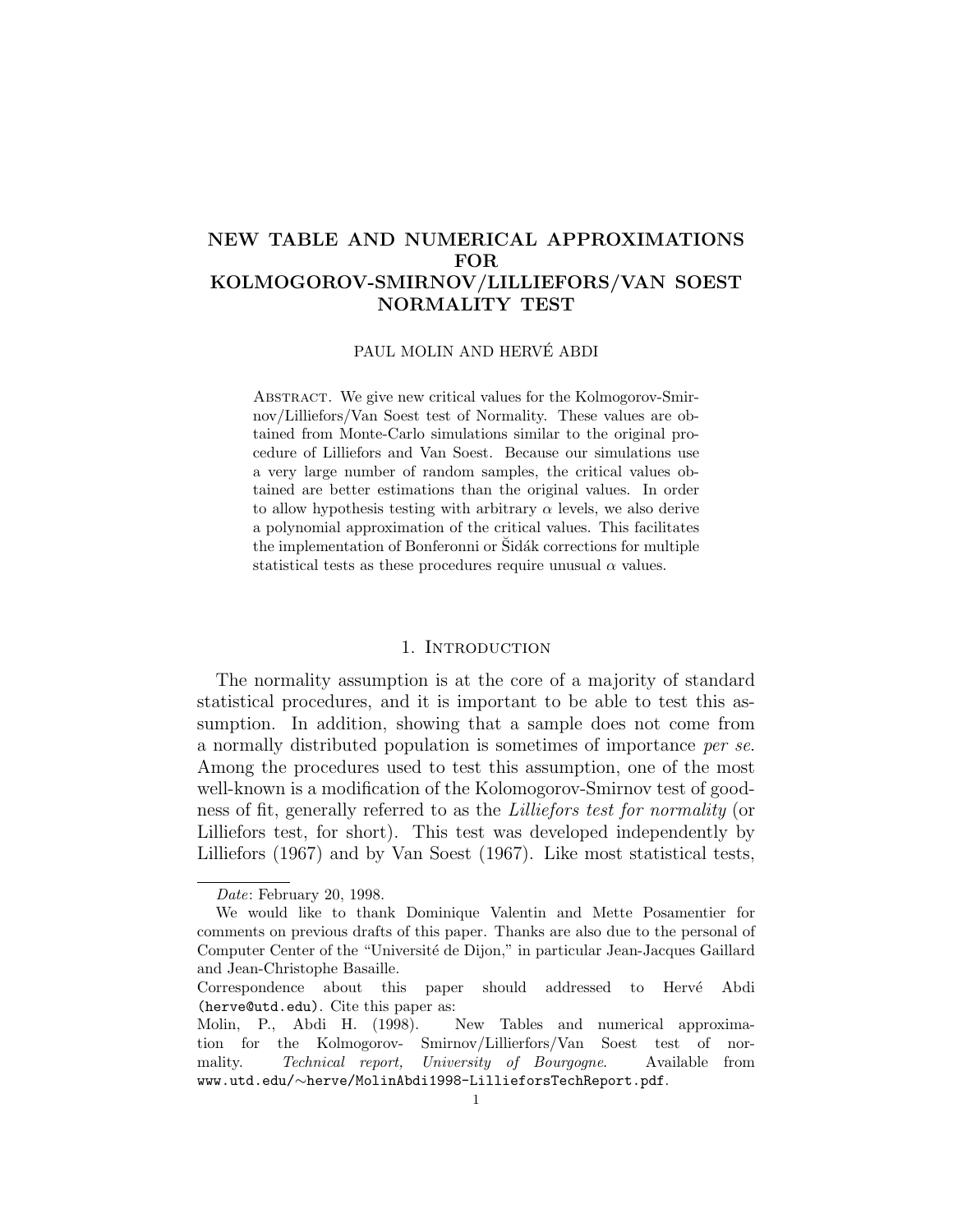# NEW TABLE AND NUMERICAL APPROXIMATIONS FOR KOLMOGOROV-SMIRNOV/LILLIEFORS/VAN SOEST NORMALITY TEST

PAUL MOLIN AND HERVÉ ABDI

Abstract. We give new critical values for the Kolmogorov-Smirnov/Lilliefors/Van Soest test of Normality. These values are obtained from Monte-Carlo simulations similar to the original procedure of Lilliefors and Van Soest. Because our simulations use a very large number of random samples, the critical values obtained are better estimations than the original values. In order to allow hypothesis testing with arbitrary $\alpha$ levels, we also derive a polynomial approximation of the critical values. This facilitates the implementation of Bonferonni or Šidák corrections for multiple statistical tests as these procedures require unusual $\alpha$ values.

## 1. Introduction

The normality assumption is at the core of a majority of standard statistical procedures, and it is important to be able to test this assumption. In addition, showing that a sample does not come from a normally distributed population is sometimes of importance *per se*. Among the procedures used to test this assumption, one of the most well-known is a modification of the Kolomogorov-Smirnov test of goodness of fit, generally referred to as the *Lilliefors test for normality* (or Lilliefors test, for short). This test was developed independently by Lilliefors (1967) and by Van Soest (1967). Like most statistical tests,

---

*Date*: February 20, 1998.

We would like to thank Dominique Valentin and Mette Posamentier for comments on previous drafts of this paper. Thanks are also due to the personal of Computer Center of the "Université de Dijon," in particular Jean-Jacques Gaillard and Jean-Christophe Basaille.

Correspondence about this paper should addressed to Hervé Abdi (herve@utd.edu). Cite this paper as:

Molin, P., Abdi H. (1998). New Tables and numerical approximation for the Kolmogorov- Smirnov/Lillierfors/Van Soest test of normality. *Technical report, University of Bourgogne*. Available from www.utd.edu/∼herve/MolinAbdi1998-LillieforsTechReport.pdf.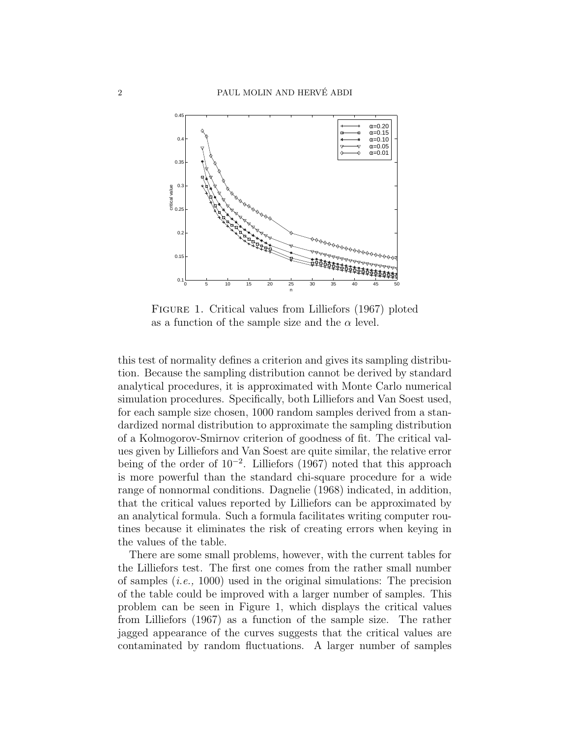FIGURE 1. Critical values from Lilliefors (1967) ploted as a function of the sample size and the $\alpha$ level.

this test of normality defines a criterion and gives its sampling distribution. Because the sampling distribution cannot be derived by standard analytical procedures, it is approximated with Monte Carlo numerical simulation procedures. Specifically, both Lilliefors and Van Soest used, for each sample size chosen, 1000 random samples derived from a standardized normal distribution to approximate the sampling distribution of a Kolmogorov-Smirnov criterion of goodness of fit. The critical values given by Lilliefors and Van Soest are quite similar, the relative error being of the order of $10^{-2}$. Lilliefors (1967) noted that this approach is more powerful than the standard chi-square procedure for a wide range of nonnormal conditions. Dagnelie (1968) indicated, in addition, that the critical values reported by Lilliefors can be approximated by an analytical formula. Such a formula facilitates writing computer routines because it eliminates the risk of creating errors when keying in the values of the table.

There are some small problems, however, with the current tables for the Lilliefors test. The first one comes from the rather small number of samples (*i.e.,* 1000) used in the original simulations: The precision of the table could be improved with a larger number of samples. This problem can be seen in Figure 1, which displays the critical values from Lilliefors (1967) as a function of the sample size. The rather jagged appearance of the curves suggests that the critical values are contaminated by random fluctuations. A larger number of samples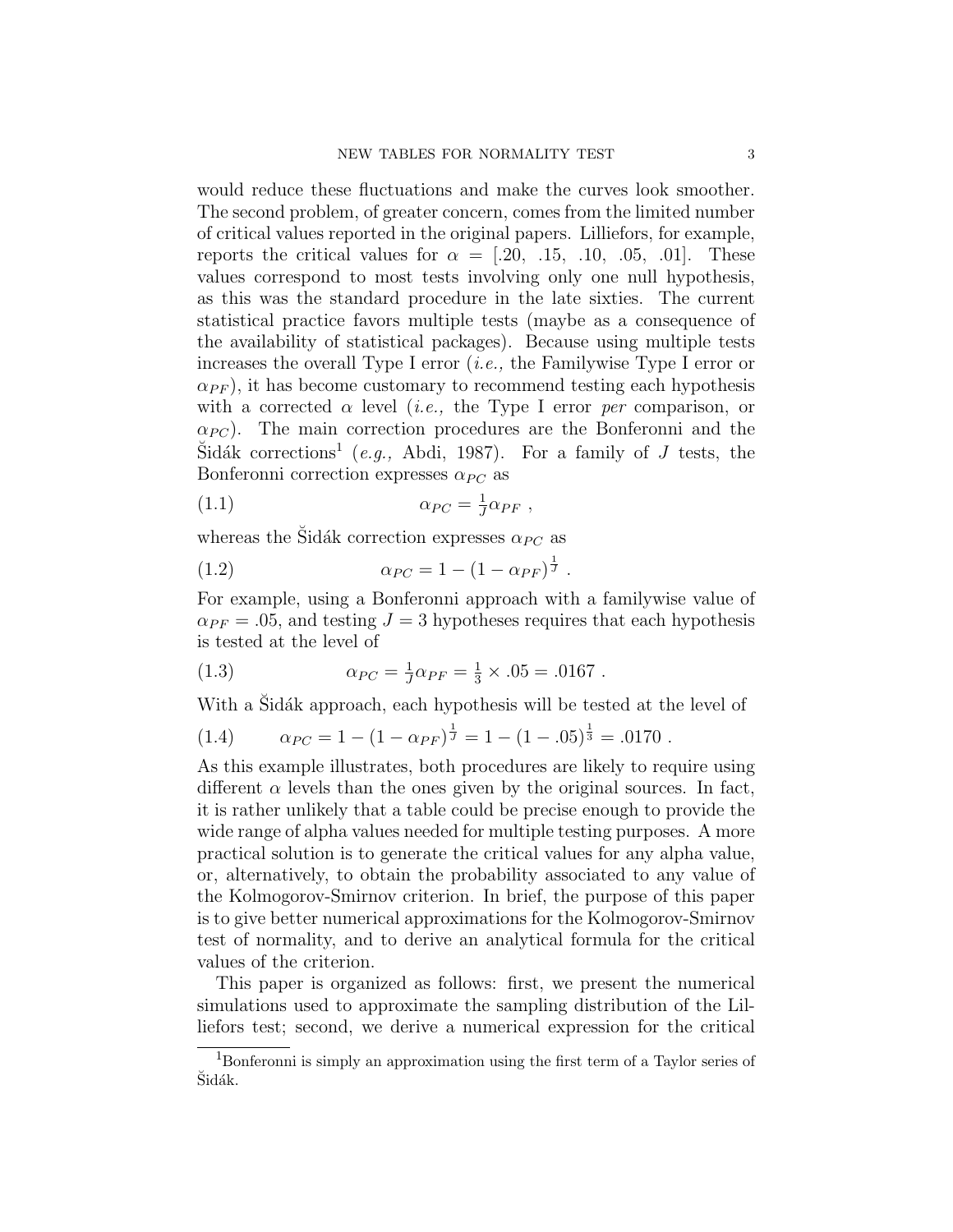would reduce these fluctuations and make the curves look smoother. The second problem, of greater concern, comes from the limited number of critical values reported in the original papers. Lilliefors, for example, reports the critical values for $\alpha = [.20, .15, .10, .05, .01]$. These values correspond to most tests involving only one null hypothesis, as this was the standard procedure in the late sixties. The current statistical practice favors multiple tests (maybe as a consequence of the availability of statistical packages). Because using multiple tests increases the overall Type I error (*i.e.,* the Familywise Type I error or $\alpha_{PF}$), it has become customary to recommend testing each hypothesis with a corrected $\alpha$ level (*i.e.,* the Type I error *per* comparison, or $\alpha_{PC}$). The main correction procedures are the Bonferonni and the Šidák corrections[1] (*e.g.,* Abdi, 1987). For a family of $J$ tests, the Bonferonni correction expresses $\alpha_{PC}$ as

$$\alpha_{PC} = \frac{1}{J}\alpha_{PF} \ , \tag{1.1}$$

whereas the Šidák correction expresses $\alpha_{PC}$ as

$$\alpha_{PC} = 1 - (1 - \alpha_{PF})^{\frac{1}{J}} \ . \tag{1.2}$$

For example, using a Bonferonni approach with a familywise value of $\alpha_{PF} = .05$, and testing $J = 3$ hypotheses requires that each hypothesis is tested at the level of

$$\alpha_{PC} = \frac{1}{J}\alpha_{PF} = \frac{1}{3} \times .05 = .0167 \ . \tag{1.3}$$

With a Šidák approach, each hypothesis will be tested at the level of

$$\alpha_{PC} = 1 - (1 - \alpha_{PF})^{\frac{1}{J}} = 1 - (1 - .05)^{\frac{1}{3}} = .0170 \ . \tag{1.4}$$

As this example illustrates, both procedures are likely to require using different $\alpha$ levels than the ones given by the original sources. In fact, it is rather unlikely that a table could be precise enough to provide the wide range of alpha values needed for multiple testing purposes. A more practical solution is to generate the critical values for any alpha value, or, alternatively, to obtain the probability associated to any value of the Kolmogorov-Smirnov criterion. In brief, the purpose of this paper is to give better numerical approximations for the Kolmogorov-Smirnov test of normality, and to derive an analytical formula for the critical values of the criterion.

This paper is organized as follows: first, we present the numerical simulations used to approximate the sampling distribution of the Lilliefors test; second, we derive a numerical expression for the critical

[1] Bonferonni is simply an approximation using the first term of a Taylor series of Šidák.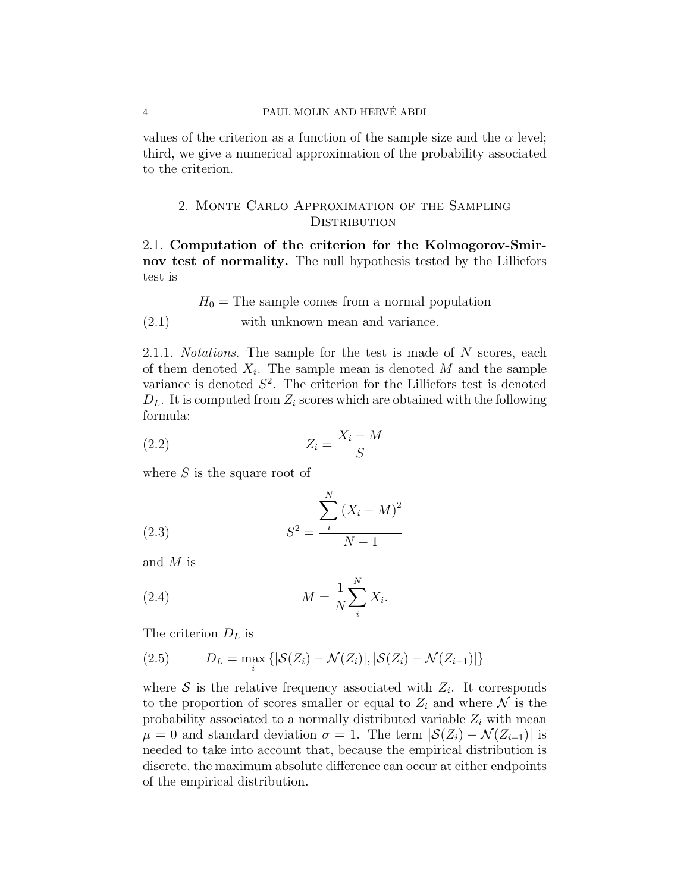values of the criterion as a function of the sample size and the $\alpha$ level; third, we give a numerical approximation of the probability associated to the criterion.

## 2. Monte Carlo Approximation of the Sampling Distribution

2.1. **Computation of the criterion for the Kolmogorov-Smirnov test of normality.** The null hypothesis tested by the Lilliefors test is

$$H_0 = \text{The sample comes from a normal population} \quad \text{with unknown mean and variance.} \tag{2.1}$$

2.1.1. *Notations.* The sample for the test is made of $N$ scores, each of them denoted $X_i$. The sample mean is denoted $M$ and the sample variance is denoted $S^2$. The criterion for the Lilliefors test is denoted $D_L$. It is computed from $Z_i$ scores which are obtained with the following formula:

$$Z_i = \frac{X_i - M}{S} \tag{2.2}$$

where $S$ is the square root of

$$S^2 = \frac{\sum_i^N (X_i - M)^2}{N - 1} \tag{2.3}$$

and $M$ is

$$M = \frac{1}{N} \sum_i^N X_i. \tag{2.4}$$

The criterion $D_L$ is

$$D_L = \max_i \{ |\mathcal{S}(Z_i) - \mathcal{N}(Z_i)|, |\mathcal{S}(Z_i) - \mathcal{N}(Z_{i-1})| \} \tag{2.5}$$

where $\mathcal{S}$ is the relative frequency associated with $Z_i$. It corresponds to the proportion of scores smaller or equal to $Z_i$ and where $\mathcal{N}$ is the probability associated to a normally distributed variable $Z_i$ with mean $\mu = 0$ and standard deviation $\sigma = 1$. The term $|\mathcal{S}(Z_i) - \mathcal{N}(Z_{i-1})|$ is needed to take into account that, because the empirical distribution is discrete, the maximum absolute difference can occur at either endpoints of the empirical distribution.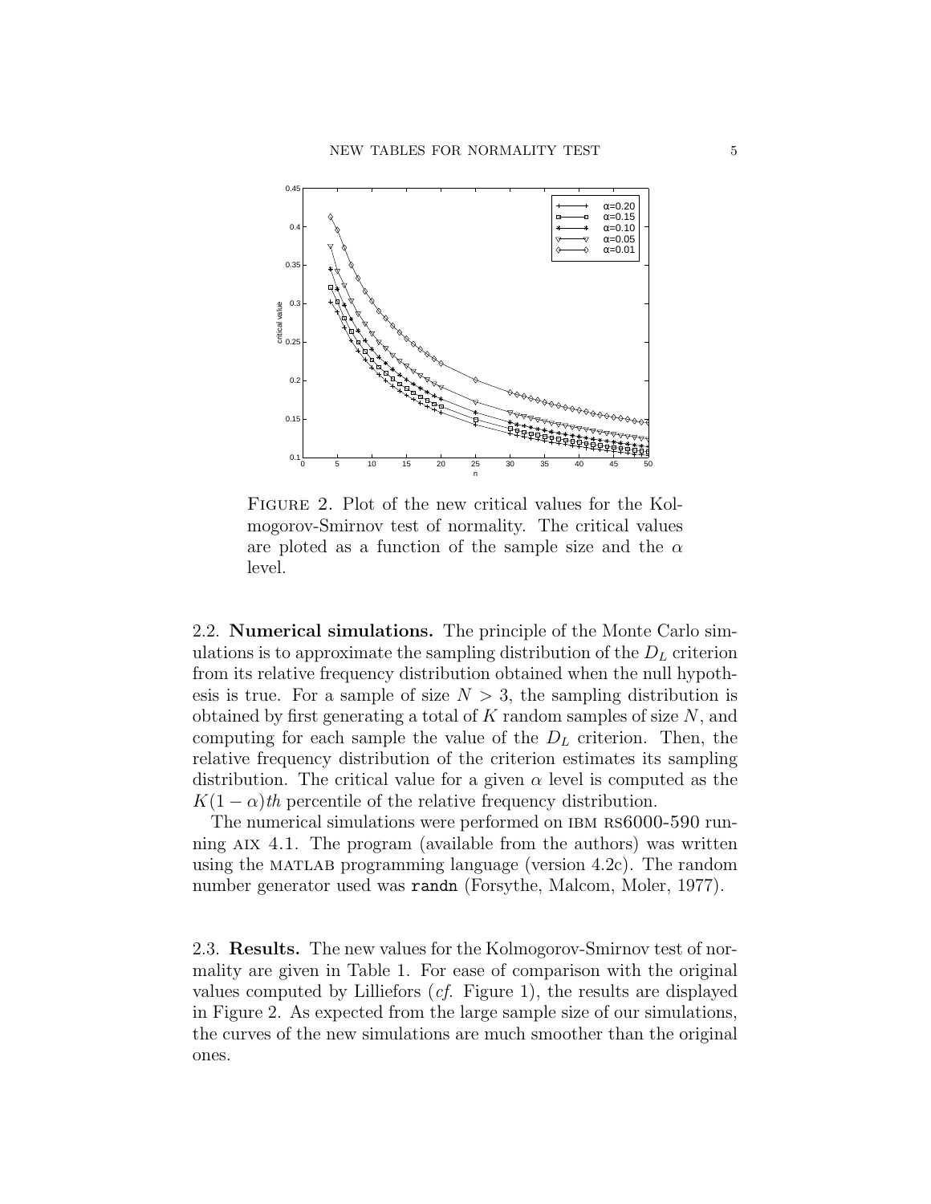Figure 2. Plot of the new critical values for the Kolmogorov-Smirnov test of normality. The critical values are ploted as a function of the sample size and the $\alpha$ level.

### 2.2. Numerical simulations.

The principle of the Monte Carlo simulations is to approximate the sampling distribution of the $D_L$ criterion from its relative frequency distribution obtained when the null hypothesis is true. For a sample of size $N > 3$, the sampling distribution is obtained by first generating a total of $K$ random samples of size $N$, and computing for each sample the value of the $D_L$ criterion. Then, the relative frequency distribution of the criterion estimates its sampling distribution. The critical value for a given $\alpha$ level is computed as the $K(1-\alpha)th$ percentile of the relative frequency distribution.

The numerical simulations were performed on IBM RS6000-590 running AIX 4.1. The program (available from the authors) was written using the MATLAB programming language (version 4.2c). The random number generator used was `randn` (Forsythe, Malcom, Moler, 1977).

### 2.3. Results.

The new values for the Kolmogorov-Smirnov test of normality are given in Table 1. For ease of comparison with the original values computed by Lilliefors (*cf.* Figure 1), the results are displayed in Figure 2. As expected from the large sample size of our simulations, the curves of the new simulations are much smoother than the original ones.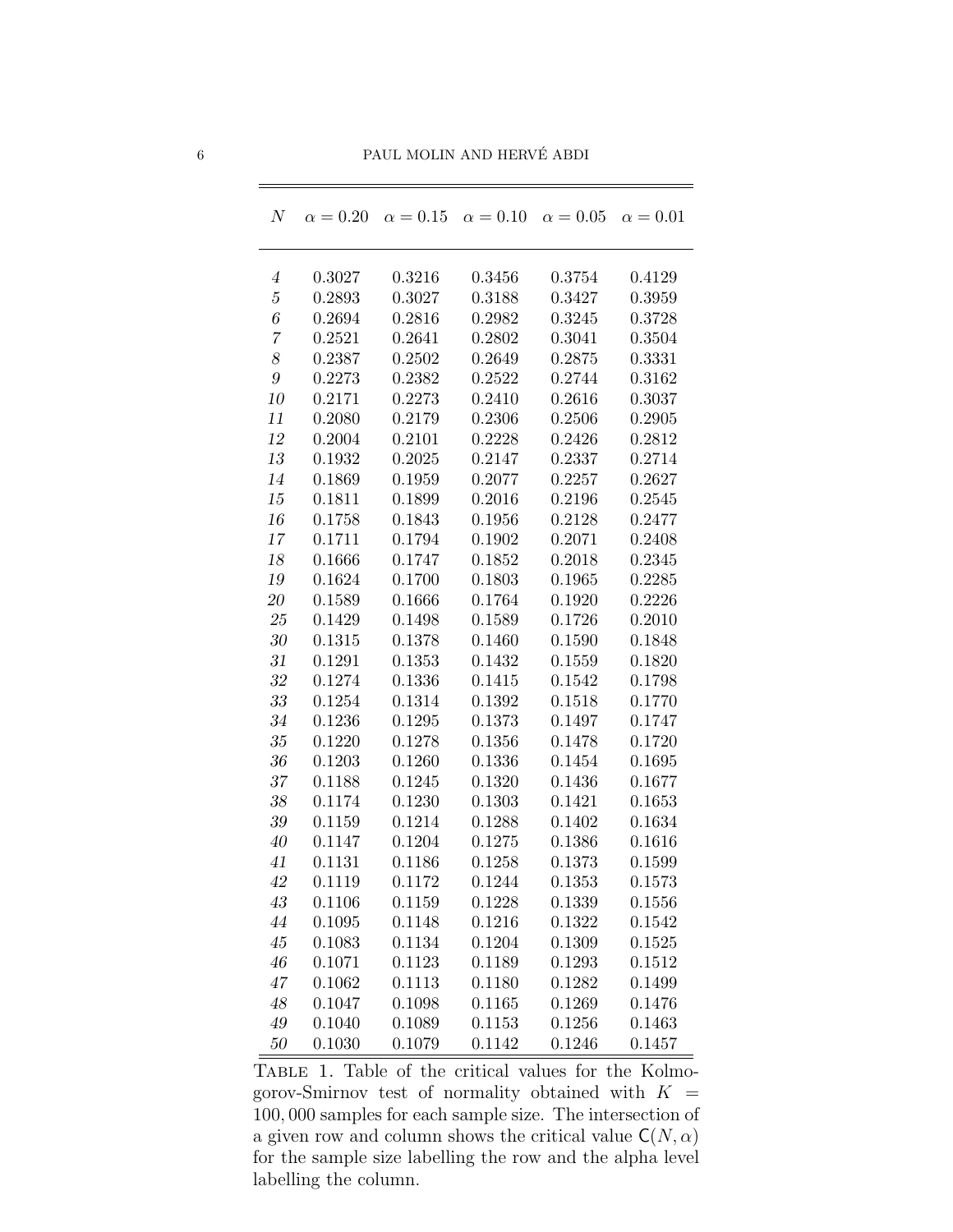| $N$ | $\alpha = 0.20$ | $\alpha = 0.15$ | $\alpha = 0.10$ | $\alpha = 0.05$ | $\alpha = 0.01$ |
|---|---|---|---|---|---|
| *4* | 0.3027 | 0.3216 | 0.3456 | 0.3754 | 0.4129 |
| *5* | 0.2893 | 0.3027 | 0.3188 | 0.3427 | 0.3959 |
| *6* | 0.2694 | 0.2816 | 0.2982 | 0.3245 | 0.3728 |
| *7* | 0.2521 | 0.2641 | 0.2802 | 0.3041 | 0.3504 |
| *8* | 0.2387 | 0.2502 | 0.2649 | 0.2875 | 0.3331 |
| *9* | 0.2273 | 0.2382 | 0.2522 | 0.2744 | 0.3162 |
| *10* | 0.2171 | 0.2273 | 0.2410 | 0.2616 | 0.3037 |
| *11* | 0.2080 | 0.2179 | 0.2306 | 0.2506 | 0.2905 |
| *12* | 0.2004 | 0.2101 | 0.2228 | 0.2426 | 0.2812 |
| *13* | 0.1932 | 0.2025 | 0.2147 | 0.2337 | 0.2714 |
| *14* | 0.1869 | 0.1959 | 0.2077 | 0.2257 | 0.2627 |
| *15* | 0.1811 | 0.1899 | 0.2016 | 0.2196 | 0.2545 |
| *16* | 0.1758 | 0.1843 | 0.1956 | 0.2128 | 0.2477 |
| *17* | 0.1711 | 0.1794 | 0.1902 | 0.2071 | 0.2408 |
| *18* | 0.1666 | 0.1747 | 0.1852 | 0.2018 | 0.2345 |
| *19* | 0.1624 | 0.1700 | 0.1803 | 0.1965 | 0.2285 |
| *20* | 0.1589 | 0.1666 | 0.1764 | 0.1920 | 0.2226 |
| *25* | 0.1429 | 0.1498 | 0.1589 | 0.1726 | 0.2010 |
| *30* | 0.1315 | 0.1378 | 0.1460 | 0.1590 | 0.1848 |
| *31* | 0.1291 | 0.1353 | 0.1432 | 0.1559 | 0.1820 |
| *32* | 0.1274 | 0.1336 | 0.1415 | 0.1542 | 0.1798 |
| *33* | 0.1254 | 0.1314 | 0.1392 | 0.1518 | 0.1770 |
| *34* | 0.1236 | 0.1295 | 0.1373 | 0.1497 | 0.1747 |
| *35* | 0.1220 | 0.1278 | 0.1356 | 0.1478 | 0.1720 |
| *36* | 0.1203 | 0.1260 | 0.1336 | 0.1454 | 0.1695 |
| *37* | 0.1188 | 0.1245 | 0.1320 | 0.1436 | 0.1677 |
| *38* | 0.1174 | 0.1230 | 0.1303 | 0.1421 | 0.1653 |
| *39* | 0.1159 | 0.1214 | 0.1288 | 0.1402 | 0.1634 |
| *40* | 0.1147 | 0.1204 | 0.1275 | 0.1386 | 0.1616 |
| *41* | 0.1131 | 0.1186 | 0.1258 | 0.1373 | 0.1599 |
| *42* | 0.1119 | 0.1172 | 0.1244 | 0.1353 | 0.1573 |
| *43* | 0.1106 | 0.1159 | 0.1228 | 0.1339 | 0.1556 |
| *44* | 0.1095 | 0.1148 | 0.1216 | 0.1322 | 0.1542 |
| *45* | 0.1083 | 0.1134 | 0.1204 | 0.1309 | 0.1525 |
| *46* | 0.1071 | 0.1123 | 0.1189 | 0.1293 | 0.1512 |
| *47* | 0.1062 | 0.1113 | 0.1180 | 0.1282 | 0.1499 |
| *48* | 0.1047 | 0.1098 | 0.1165 | 0.1269 | 0.1476 |
| *49* | 0.1040 | 0.1089 | 0.1153 | 0.1256 | 0.1463 |
| *50* | 0.1030 | 0.1079 | 0.1142 | 0.1246 | 0.1457 |

TABLE 1. Table of the critical values for the Kolmogorov-Smirnov test of normality obtained with $K = 100{,}000$ samples for each sample size. The intersection of a given row and column shows the critical value $\mathsf{C}(N, \alpha)$ for the sample size labelling the row and the alpha level labelling the column.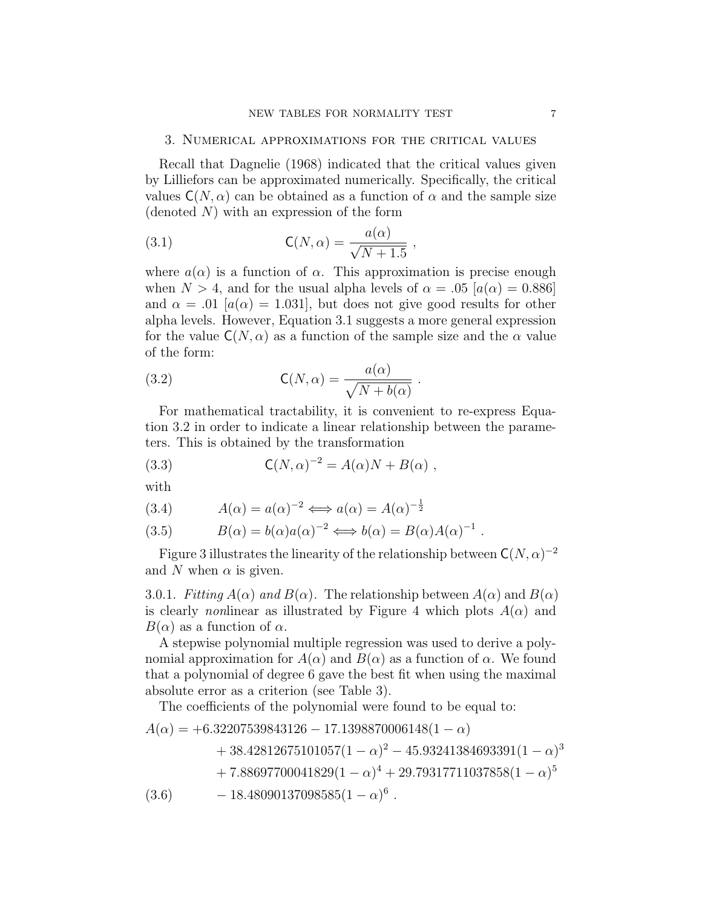## 3. Numerical approximations for the critical values

Recall that Dagnelie (1968) indicated that the critical values given by Lilliefors can be approximated numerically. Specifically, the critical values $\mathsf{C}(N, \alpha)$ can be obtained as a function of $\alpha$ and the sample size (denoted $N$) with an expression of the form

$$\mathsf{C}(N, \alpha) = \frac{a(\alpha)}{\sqrt{N + 1.5}} \ , \tag{3.1}$$

where $a(\alpha)$ is a function of $\alpha$. This approximation is precise enough when $N > 4$, and for the usual alpha levels of $\alpha = .05$ $[a(\alpha) = 0.886]$ and $\alpha = .01$ $[a(\alpha) = 1.031]$, but does not give good results for other alpha levels. However, Equation 3.1 suggests a more general expression for the value $\mathsf{C}(N, \alpha)$ as a function of the sample size and the $\alpha$ value of the form:

$$\mathsf{C}(N, \alpha) = \frac{a(\alpha)}{\sqrt{N + b(\alpha)}} \ . \tag{3.2}$$

For mathematical tractability, it is convenient to re-express Equation 3.2 in order to indicate a linear relationship between the parameters. This is obtained by the transformation

$$\mathsf{C}(N, \alpha)^{-2} = A(\alpha)N + B(\alpha) \ , \tag{3.3}$$

with

$$A(\alpha) = a(\alpha)^{-2} \Longleftrightarrow a(\alpha) = A(\alpha)^{-\frac{1}{2}} \tag{3.4}$$

$$B(\alpha) = b(\alpha)a(\alpha)^{-2} \Longleftrightarrow b(\alpha) = B(\alpha)A(\alpha)^{-1} \ . \tag{3.5}$$

Figure 3 illustrates the linearity of the relationship between $\mathsf{C}(N, \alpha)^{-2}$ and $N$ when $\alpha$ is given.

3.0.1. *Fitting $A(\alpha)$ and $B(\alpha)$.* The relationship between $A(\alpha)$ and $B(\alpha)$ is clearly *non*linear as illustrated by Figure 4 which plots $A(\alpha)$ and $B(\alpha)$ as a function of $\alpha$.

A stepwise polynomial multiple regression was used to derive a polynomial approximation for $A(\alpha)$ and $B(\alpha)$ as a function of $\alpha$. We found that a polynomial of degree 6 gave the best fit when using the maximal absolute error as a criterion (see Table 3).

The coefficients of the polynomial were found to be equal to:

$$\begin{aligned} A(\alpha) = &+6.32207539843126 - 17.1398870006148(1 - \alpha) \\ &+ 38.42812675101057(1 - \alpha)^2 - 45.93241384693391(1 - \alpha)^3 \\ &+ 7.88697700041829(1 - \alpha)^4 + 29.79317711037858(1 - \alpha)^5 \\ &- 18.48090137098585(1 - \alpha)^6 \ . \end{aligned} \tag{3.6}$$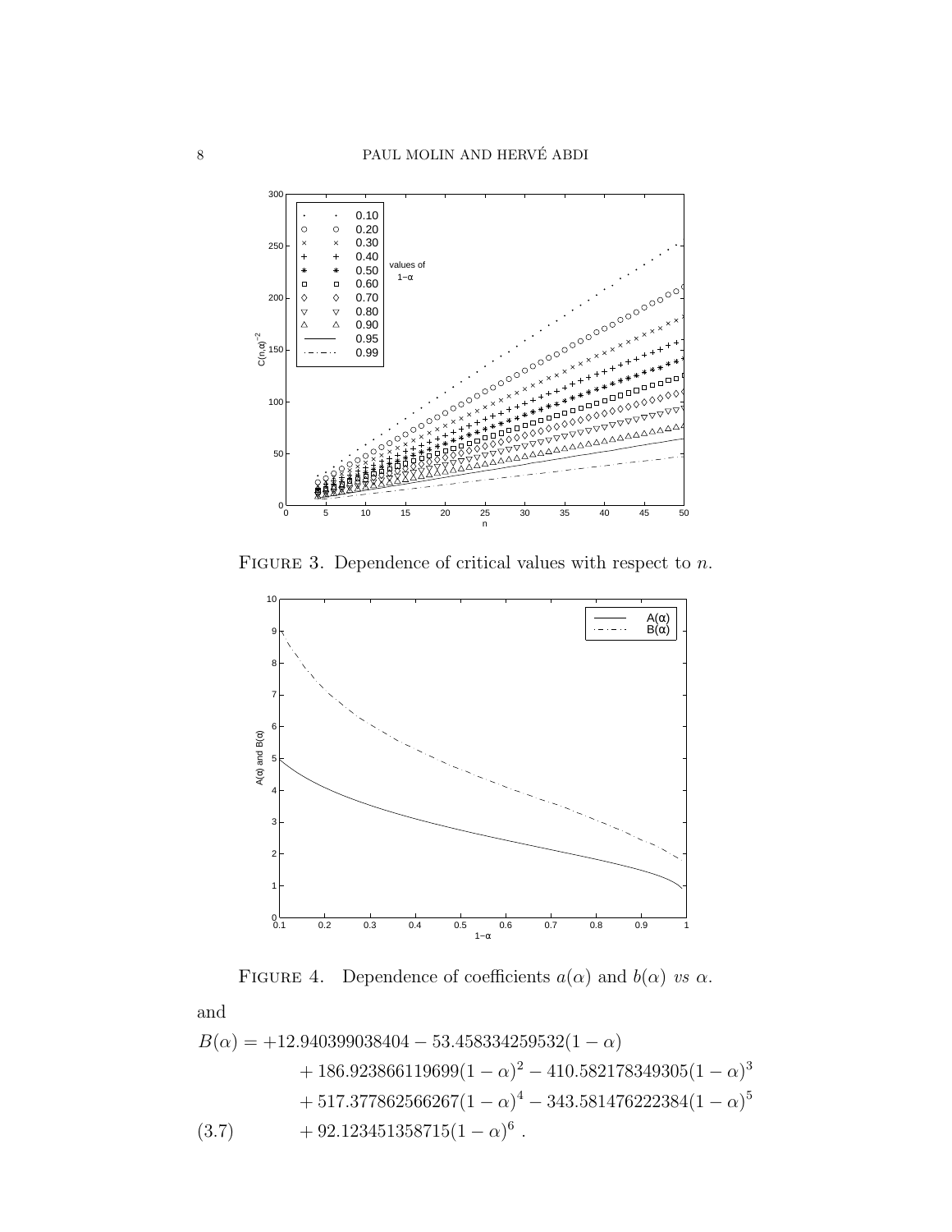FIGURE 3. Dependence of critical values with respect to $n$.

FIGURE 4. Dependence of coefficients $a(\alpha)$ and $b(\alpha)$ *vs* $\alpha$.

and

$$
\begin{aligned}
B(\alpha) = & +12.940399038404 - 53.458334259532(1-\alpha) \\
& + 186.923866119699(1-\alpha)^2 - 410.582178349305(1-\alpha)^3 \\
& + 517.377862566267(1-\alpha)^4 - 343.581476222384(1-\alpha)^5 \\
& + 92.123451358715(1-\alpha)^6 \ .
\end{aligned}
\tag{3.7}
$$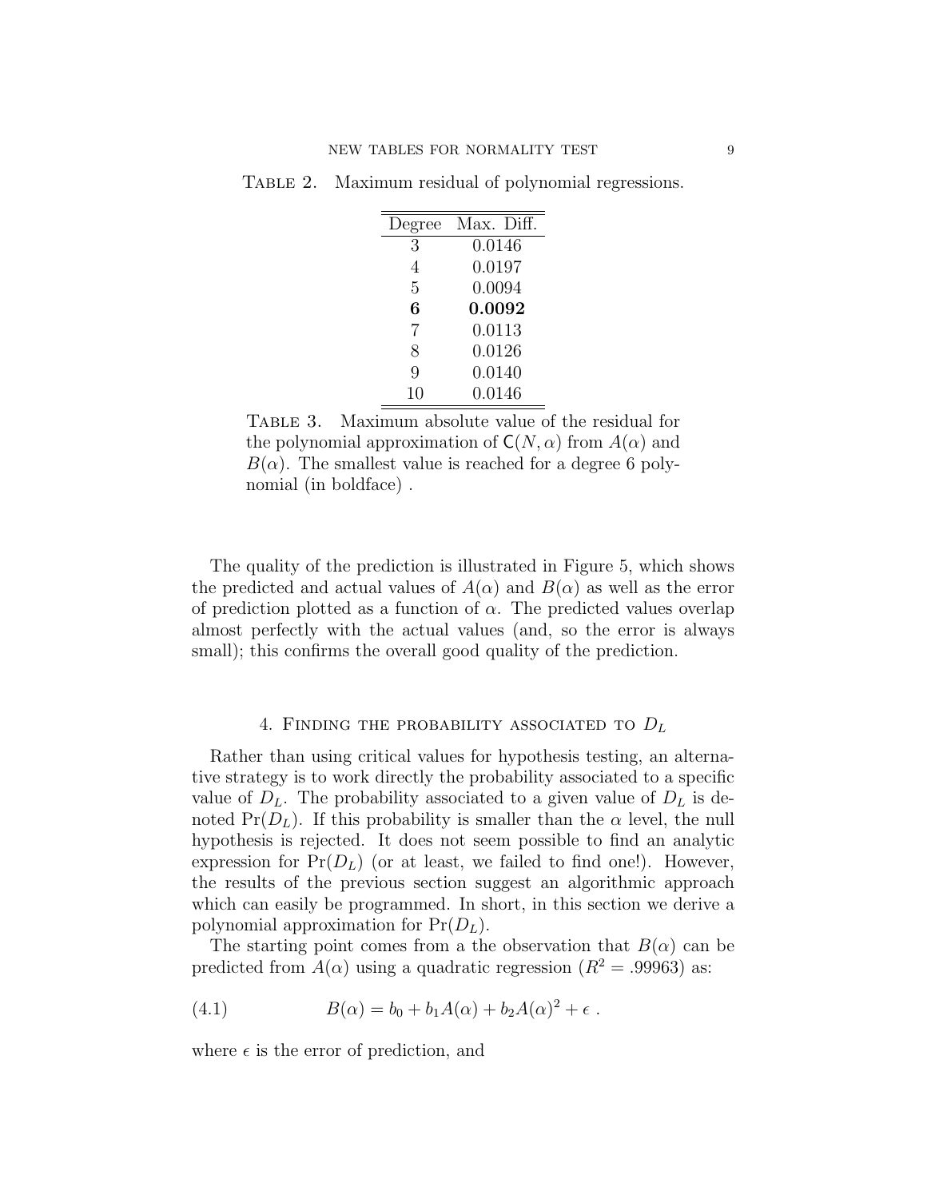Table 2. Maximum residual of polynomial regressions.

| Degree | Max. Diff. |
|---|---|
| 3 | 0.0146 |
| 4 | 0.0197 |
| 5 | 0.0094 |
| **6** | **0.0092** |
| 7 | 0.0113 |
| 8 | 0.0126 |
| 9 | 0.0140 |
| 10 | 0.0146 |

Table 3. Maximum absolute value of the residual for the polynomial approximation of $\mathsf{C}(N, \alpha)$ from $A(\alpha)$ and $B(\alpha)$. The smallest value is reached for a degree 6 polynomial (in boldface) .

The quality of the prediction is illustrated in Figure 5, which shows the predicted and actual values of $A(\alpha)$ and $B(\alpha)$ as well as the error of prediction plotted as a function of $\alpha$. The predicted values overlap almost perfectly with the actual values (and, so the error is always small); this confirms the overall good quality of the prediction.

## 4. Finding the probability associated to $D_L$

Rather than using critical values for hypothesis testing, an alternative strategy is to work directly the probability associated to a specific value of $D_L$. The probability associated to a given value of $D_L$ is denoted $\Pr(D_L)$. If this probability is smaller than the $\alpha$ level, the null hypothesis is rejected. It does not seem possible to find an analytic expression for $\Pr(D_L)$ (or at least, we failed to find one!). However, the results of the previous section suggest an algorithmic approach which can easily be programmed. In short, in this section we derive a polynomial approximation for $\Pr(D_L)$.

The starting point comes from a the observation that $B(\alpha)$ can be predicted from $A(\alpha)$ using a quadratic regression ($R^2 = .99963$) as:

$$B(\alpha) = b_0 + b_1 A(\alpha) + b_2 A(\alpha)^2 + \epsilon \ . \tag{4.1}$$

where $\epsilon$ is the error of prediction, and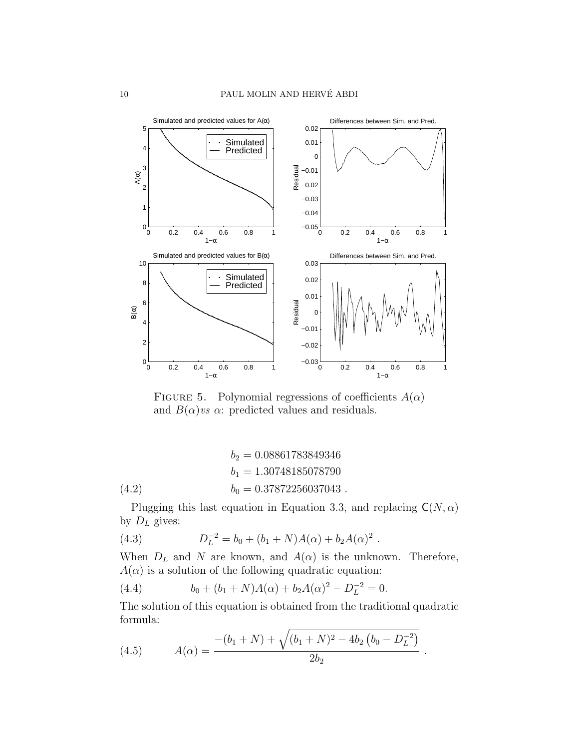FIGURE 5. Polynomial regressions of coefficients $A(\alpha)$ and $B(\alpha) vs\ \alpha$: predicted values and residuals.

$$
\begin{aligned}
b_2 &= 0.08861783849346 \\
b_1 &= 1.30748185078790 \\
b_0 &= 0.37872256037043\ .
\end{aligned}
\tag{4.2}
$$

Plugging this last equation in Equation 3.3, and replacing $\mathsf{C}(N, \alpha)$ by $D_L$ gives:

$$
D_L^{-2} = b_0 + (b_1 + N)A(\alpha) + b_2 A(\alpha)^2\ . \tag{4.3}
$$

When $D_L$ and $N$ are known, and $A(\alpha)$ is the unknown. Therefore, $A(\alpha)$ is a solution of the following quadratic equation:

$$
b_0 + (b_1 + N)A(\alpha) + b_2 A(\alpha)^2 - D_L^{-2} = 0. \tag{4.4}
$$

The solution of this equation is obtained from the traditional quadratic formula:

$$
A(\alpha) = \frac{-(b_1 + N) + \sqrt{(b_1 + N)^2 - 4b_2\left(b_0 - D_L^{-2}\right)}}{2b_2}\ . \tag{4.5}
$$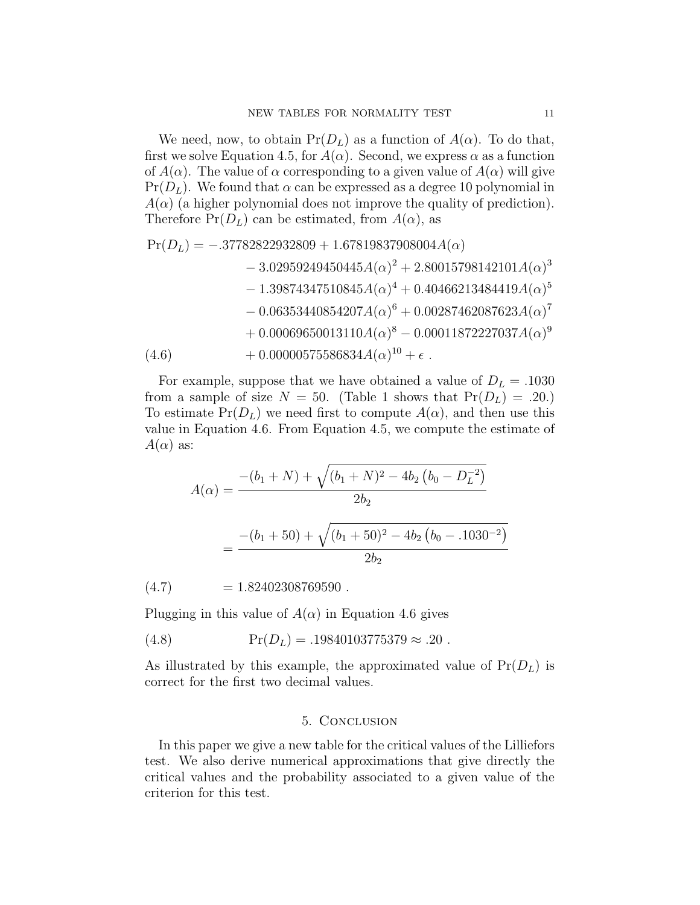We need, now, to obtain $\Pr(D_L)$ as a function of $A(\alpha)$. To do that, first we solve Equation 4.5, for $A(\alpha)$. Second, we express $\alpha$ as a function of $A(\alpha)$. The value of $\alpha$ corresponding to a given value of $A(\alpha)$ will give $\Pr(D_L)$. We found that $\alpha$ can be expressed as a degree 10 polynomial in $A(\alpha)$ (a higher polynomial does not improve the quality of prediction). Therefore $\Pr(D_L)$ can be estimated, from $A(\alpha)$, as

$$
\begin{aligned}
\Pr(D_L) = & -.37782822932809 + 1.67819837908004A(\alpha) \\
& - 3.02959249450445A(\alpha)^2 + 2.80015798142101A(\alpha)^3 \\
& - 1.39874347510845A(\alpha)^4 + 0.40466213484419A(\alpha)^5 \\
& - 0.06353440854207A(\alpha)^6 + 0.00287462087623A(\alpha)^7 \\
& + 0.00069650013110A(\alpha)^8 - 0.00011872227037A(\alpha)^9 \\
& + 0.00000575586834A(\alpha)^{10} + \epsilon \ .
\end{aligned}
\tag{4.6}
$$

For example, suppose that we have obtained a value of $D_L = .1030$ from a sample of size $N = 50$. (Table 1 shows that $\Pr(D_L) = .20$.) To estimate $\Pr(D_L)$ we need first to compute $A(\alpha)$, and then use this value in Equation 4.6. From Equation 4.5, we compute the estimate of $A(\alpha)$ as:

$$
\begin{aligned}
A(\alpha) &= \frac{-(b_1 + N) + \sqrt{(b_1 + N)^2 - 4b_2\left(b_0 - D_L^{-2}\right)}}{2b_2} \\
&= \frac{-(b_1 + 50) + \sqrt{(b_1 + 50)^2 - 4b_2\left(b_0 - .1030^{-2}\right)}}{2b_2} \\
&= 1.82402308769590 \ .
\end{aligned}
\tag{4.7}
$$

Plugging in this value of $A(\alpha)$ in Equation 4.6 gives

$$
\Pr(D_L) = .19840103775379 \approx .20 \ . \tag{4.8}
$$

As illustrated by this example, the approximated value of $\Pr(D_L)$ is correct for the first two decimal values.

## 5. Conclusion

In this paper we give a new table for the critical values of the Lilliefors test. We also derive numerical approximations that give directly the critical values and the probability associated to a given value of the criterion for this test.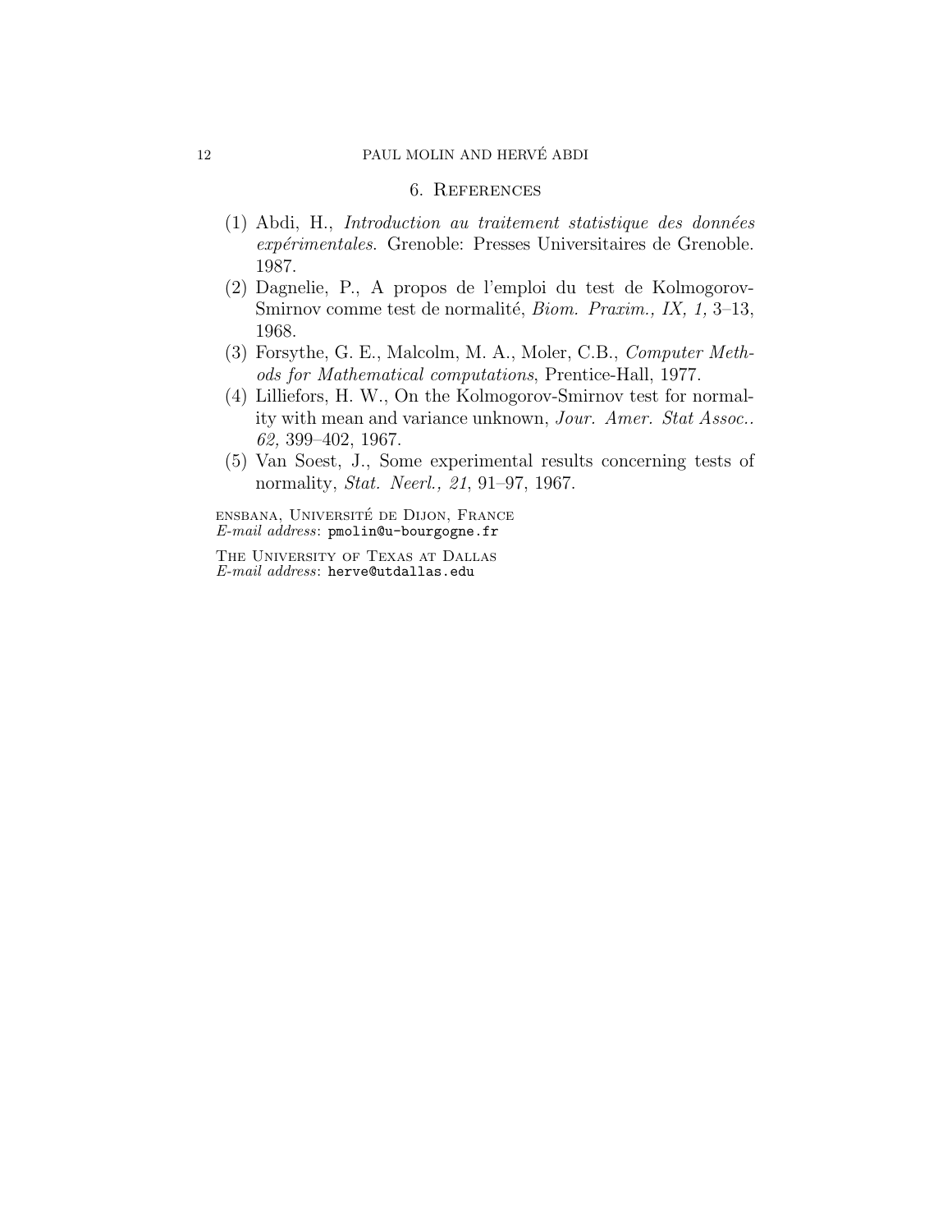## 6. References

1. Abdi, H., *Introduction au traitement statistique des données expérimentales*. Grenoble: Presses Universitaires de Grenoble. 1987.
2. Dagnelie, P., A propos de l'emploi du test de Kolmogorov-Smirnov comme test de normalité, *Biom. Praxim., IX, 1,* 3–13, 1968.
3. Forsythe, G. E., Malcolm, M. A., Moler, C.B., *Computer Methods for Mathematical computations*, Prentice-Hall, 1977.
4. Lilliefors, H. W., On the Kolmogorov-Smirnov test for normality with mean and variance unknown, *Jour. Amer. Stat Assoc.. 62,* 399–402, 1967.
5. Van Soest, J., Some experimental results concerning tests of normality, *Stat. Neerl., 21*, 91–97, 1967.

ENSBANA, Université de Dijon, France
*E-mail address*: pmolin@u-bourgogne.fr

The University of Texas at Dallas
*E-mail address*: herve@utdallas.edu